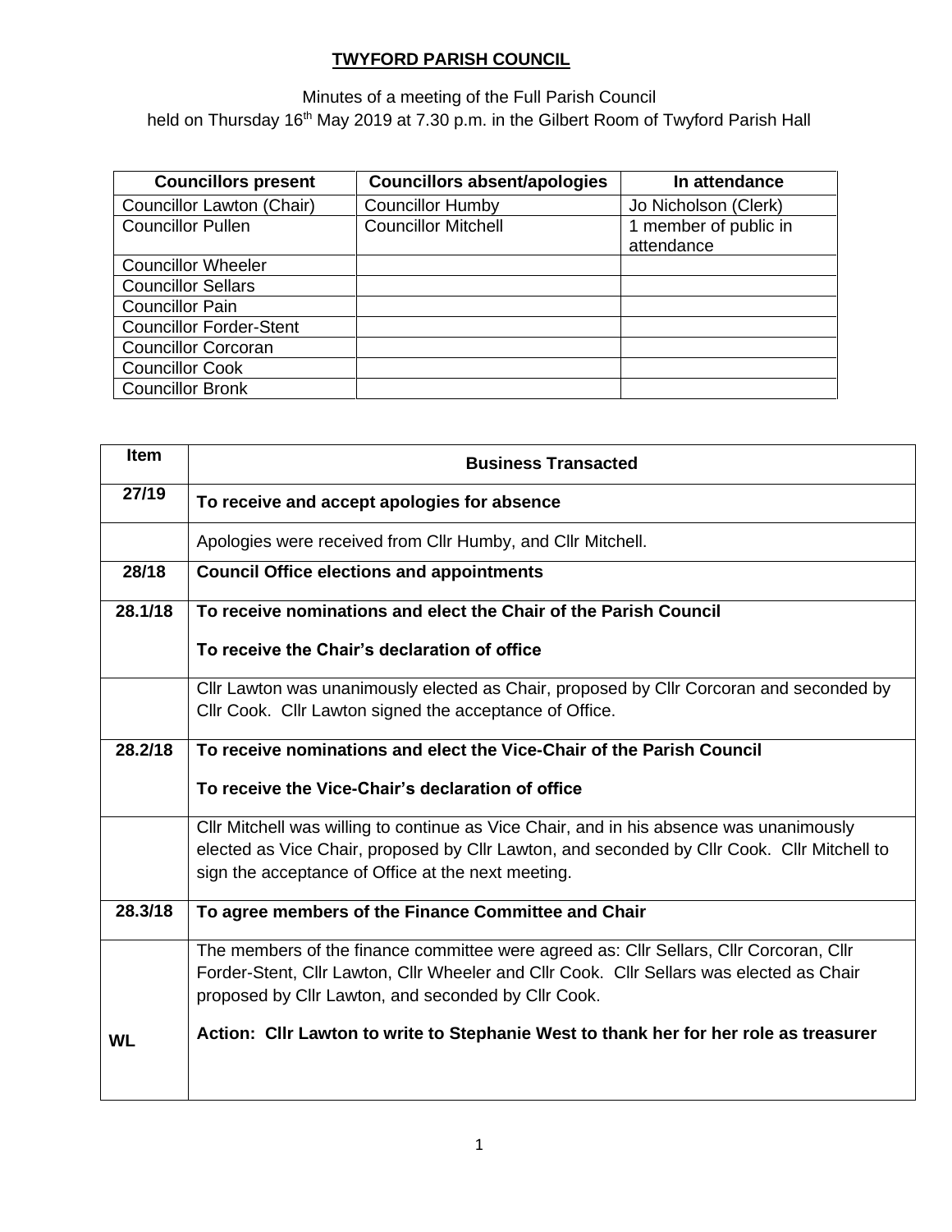# TWYFORD PARISH COUNCIL

Minutes of a meeting of the Full Parish Council
held on Thursday 16th May 2019 at 7.30 p.m. in the Gilbert Room of Twyford Parish Hall

| Councillors present | Councillors absent/apologies | In attendance |
|---|---|---|
| Councillor Lawton (Chair) | Councillor Humby | Jo Nicholson (Clerk) |
| Councillor Pullen | Councillor Mitchell | 1 member of public in attendance |
| Councillor Wheeler | | |
| Councillor Sellars | | |
| Councillor Pain | | |
| Councillor Forder-Stent | | |
| Councillor Corcoran | | |
| Councillor Cook | | |
| Councillor Bronk | | |

| Item | Business Transacted |
|---|---|
| **27/19** | **To receive and accept apologies for absence** |
| | Apologies were received from Cllr Humby, and Cllr Mitchell. |
| **28/18** | **Council Office elections and appointments** |
| **28.1/18** | **To receive nominations and elect the Chair of the Parish Council**<br><br>**To receive the Chair's declaration of office** |
| | Cllr Lawton was unanimously elected as Chair, proposed by Cllr Corcoran and seconded by Cllr Cook. Cllr Lawton signed the acceptance of Office. |
| **28.2/18** | **To receive nominations and elect the Vice-Chair of the Parish Council**<br><br>**To receive the Vice-Chair's declaration of office** |
| | Cllr Mitchell was willing to continue as Vice Chair, and in his absence was unanimously elected as Vice Chair, proposed by Cllr Lawton, and seconded by Cllr Cook. Cllr Mitchell to sign the acceptance of Office at the next meeting. |
| **28.3/18** | **To agree members of the Finance Committee and Chair** |
| **WL** | The members of the finance committee were agreed as: Cllr Sellars, Cllr Corcoran, Cllr Forder-Stent, Cllr Lawton, Cllr Wheeler and Cllr Cook. Cllr Sellars was elected as Chair proposed by Cllr Lawton, and seconded by Cllr Cook.<br><br>**Action: Cllr Lawton to write to Stephanie West to thank her for her role as treasurer** |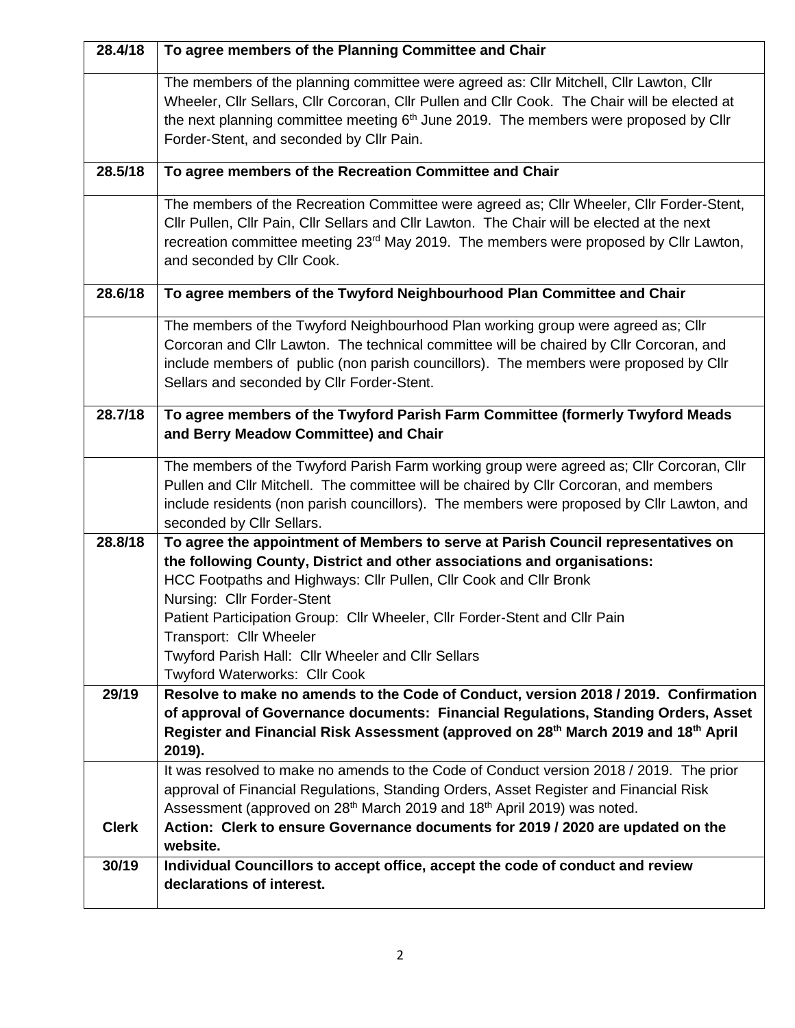| | |
|---|---|
| **28.4/18** | **To agree members of the Planning Committee and Chair** |
| | The members of the planning committee were agreed as: Cllr Mitchell, Cllr Lawton, Cllr Wheeler, Cllr Sellars, Cllr Corcoran, Cllr Pullen and Cllr Cook. The Chair will be elected at the next planning committee meeting 6th June 2019. The members were proposed by Cllr Forder-Stent, and seconded by Cllr Pain. |
| **28.5/18** | **To agree members of the Recreation Committee and Chair** |
| | The members of the Recreation Committee were agreed as; Cllr Wheeler, Cllr Forder-Stent, Cllr Pullen, Cllr Pain, Cllr Sellars and Cllr Lawton. The Chair will be elected at the next recreation committee meeting 23rd May 2019. The members were proposed by Cllr Lawton, and seconded by Cllr Cook. |
| **28.6/18** | **To agree members of the Twyford Neighbourhood Plan Committee and Chair** |
| | The members of the Twyford Neighbourhood Plan working group were agreed as; Cllr Corcoran and Cllr Lawton. The technical committee will be chaired by Cllr Corcoran, and include members of public (non parish councillors). The members were proposed by Cllr Sellars and seconded by Cllr Forder-Stent. |
| **28.7/18** | **To agree members of the Twyford Parish Farm Committee (formerly Twyford Meads and Berry Meadow Committee) and Chair** |
| | The members of the Twyford Parish Farm working group were agreed as; Cllr Corcoran, Cllr Pullen and Cllr Mitchell. The committee will be chaired by Cllr Corcoran, and members include residents (non parish councillors). The members were proposed by Cllr Lawton, and seconded by Cllr Sellars. |
| **28.8/18** | **To agree the appointment of Members to serve at Parish Council representatives on the following County, District and other associations and organisations:**<br>HCC Footpaths and Highways: Cllr Pullen, Cllr Cook and Cllr Bronk<br>Nursing: Cllr Forder-Stent<br>Patient Participation Group: Cllr Wheeler, Cllr Forder-Stent and Cllr Pain<br>Transport: Cllr Wheeler<br>Twyford Parish Hall: Cllr Wheeler and Cllr Sellars<br>Twyford Waterworks: Cllr Cook |
| **29/19** | **Resolve to make no amends to the Code of Conduct, version 2018 / 2019. Confirmation of approval of Governance documents: Financial Regulations, Standing Orders, Asset Register and Financial Risk Assessment (approved on 28th March 2019 and 18th April 2019).** |
| <br><br><br>**Clerk** | It was resolved to make no amends to the Code of Conduct version 2018 / 2019. The prior approval of Financial Regulations, Standing Orders, Asset Register and Financial Risk Assessment (approved on 28th March 2019 and 18th April 2019) was noted.<br>**Action: Clerk to ensure Governance documents for 2019 / 2020 are updated on the website.** |
| **30/19** | **Individual Councillors to accept office, accept the code of conduct and review declarations of interest.** |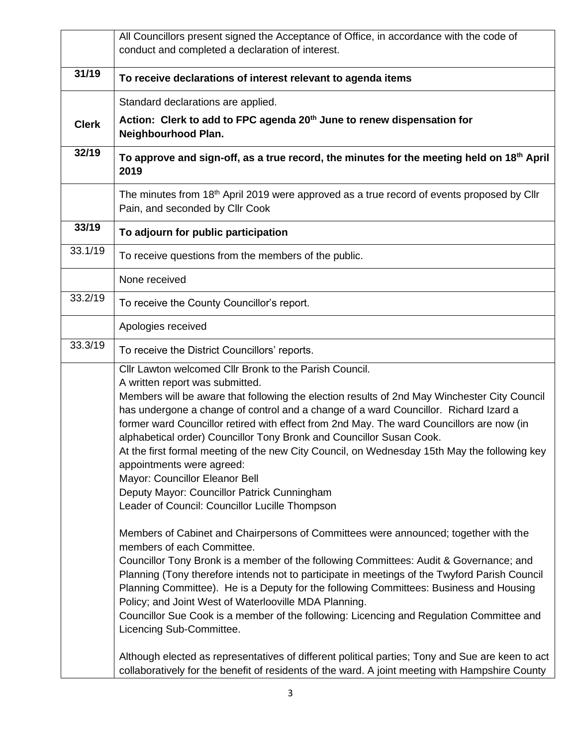| | |
|---|---|
| | All Councillors present signed the Acceptance of Office, in accordance with the code of conduct and completed a declaration of interest. |
| **31/19** | **To receive declarations of interest relevant to agenda items** |
| **Clerk** | Standard declarations are applied.<br>**Action: Clerk to add to FPC agenda 20th June to renew dispensation for Neighbourhood Plan.** |
| **32/19** | **To approve and sign-off, as a true record, the minutes for the meeting held on 18th April 2019** |
| | The minutes from 18th April 2019 were approved as a true record of events proposed by Cllr Pain, and seconded by Cllr Cook |
| **33/19** | **To adjourn for public participation** |
| 33.1/19 | To receive questions from the members of the public. |
| | None received |
| 33.2/19 | To receive the County Councillor's report. |
| | Apologies received |
| 33.3/19 | To receive the District Councillors' reports. |
| | Cllr Lawton welcomed Cllr Bronk to the Parish Council.<br>A written report was submitted.<br>Members will be aware that following the election results of 2nd May Winchester City Council has undergone a change of control and a change of a ward Councillor. Richard Izard a former ward Councillor retired with effect from 2nd May. The ward Councillors are now (in alphabetical order) Councillor Tony Bronk and Councillor Susan Cook.<br>At the first formal meeting of the new City Council, on Wednesday 15th May the following key appointments were agreed:<br>Mayor: Councillor Eleanor Bell<br>Deputy Mayor: Councillor Patrick Cunningham<br>Leader of Council: Councillor Lucille Thompson<br><br>Members of Cabinet and Chairpersons of Committees were announced; together with the members of each Committee.<br>Councillor Tony Bronk is a member of the following Committees: Audit & Governance; and Planning (Tony therefore intends not to participate in meetings of the Twyford Parish Council Planning Committee). He is a Deputy for the following Committees: Business and Housing Policy; and Joint West of Waterlooville MDA Planning.<br>Councillor Sue Cook is a member of the following: Licencing and Regulation Committee and Licencing Sub-Committee.<br><br>Although elected as representatives of different political parties; Tony and Sue are keen to act collaboratively for the benefit of residents of the ward. A joint meeting with Hampshire County |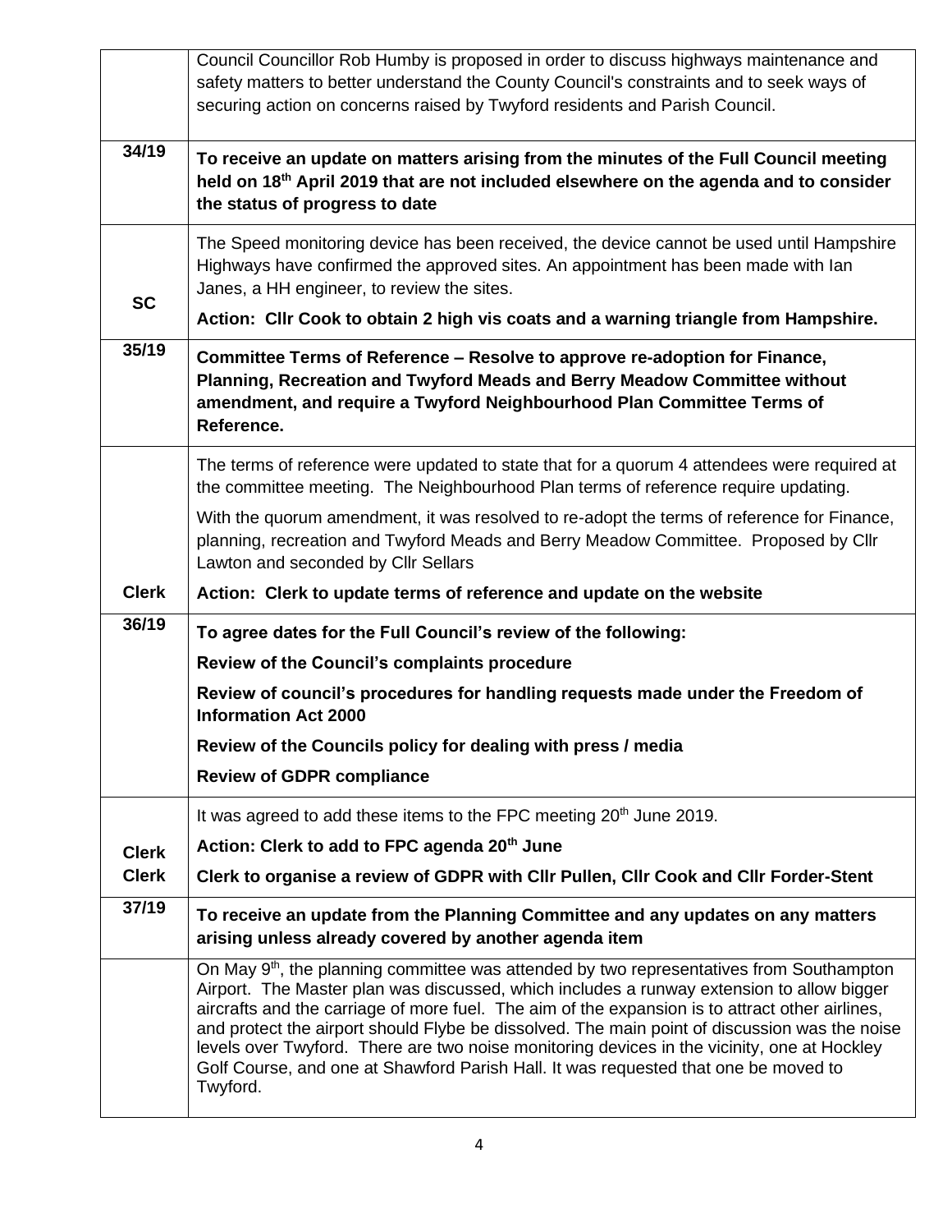| | |
|---|---|
| | Council Councillor Rob Humby is proposed in order to discuss highways maintenance and safety matters to better understand the County Council's constraints and to seek ways of securing action on concerns raised by Twyford residents and Parish Council. |
| **34/19** | **To receive an update on matters arising from the minutes of the Full Council meeting held on 18th April 2019 that are not included elsewhere on the agenda and to consider the status of progress to date** |
| **SC** | The Speed monitoring device has been received, the device cannot be used until Hampshire Highways have confirmed the approved sites. An appointment has been made with Ian Janes, a HH engineer, to review the sites.<br>**Action: Cllr Cook to obtain 2 high vis coats and a warning triangle from Hampshire.** |
| **35/19** | **Committee Terms of Reference – Resolve to approve re-adoption for Finance, Planning, Recreation and Twyford Meads and Berry Meadow Committee without amendment, and require a Twyford Neighbourhood Plan Committee Terms of Reference.** |
| **Clerk** | The terms of reference were updated to state that for a quorum 4 attendees were required at the committee meeting. The Neighbourhood Plan terms of reference require updating.<br>With the quorum amendment, it was resolved to re-adopt the terms of reference for Finance, planning, recreation and Twyford Meads and Berry Meadow Committee. Proposed by Cllr Lawton and seconded by Cllr Sellars<br>**Action: Clerk to update terms of reference and update on the website** |
| **36/19** | **To agree dates for the Full Council's review of the following:**<br>**Review of the Council's complaints procedure**<br>**Review of council's procedures for handling requests made under the Freedom of Information Act 2000**<br>**Review of the Councils policy for dealing with press / media**<br>**Review of GDPR compliance** |
| **Clerk**<br>**Clerk** | It was agreed to add these items to the FPC meeting 20th June 2019.<br>**Action: Clerk to add to FPC agenda 20th June**<br>**Clerk to organise a review of GDPR with Cllr Pullen, Cllr Cook and Cllr Forder-Stent** |
| **37/19** | **To receive an update from the Planning Committee and any updates on any matters arising unless already covered by another agenda item** |
| | On May 9th, the planning committee was attended by two representatives from Southampton Airport. The Master plan was discussed, which includes a runway extension to allow bigger aircrafts and the carriage of more fuel. The aim of the expansion is to attract other airlines, and protect the airport should Flybe be dissolved. The main point of discussion was the noise levels over Twyford. There are two noise monitoring devices in the vicinity, one at Hockley Golf Course, and one at Shawford Parish Hall. It was requested that one be moved to Twyford. |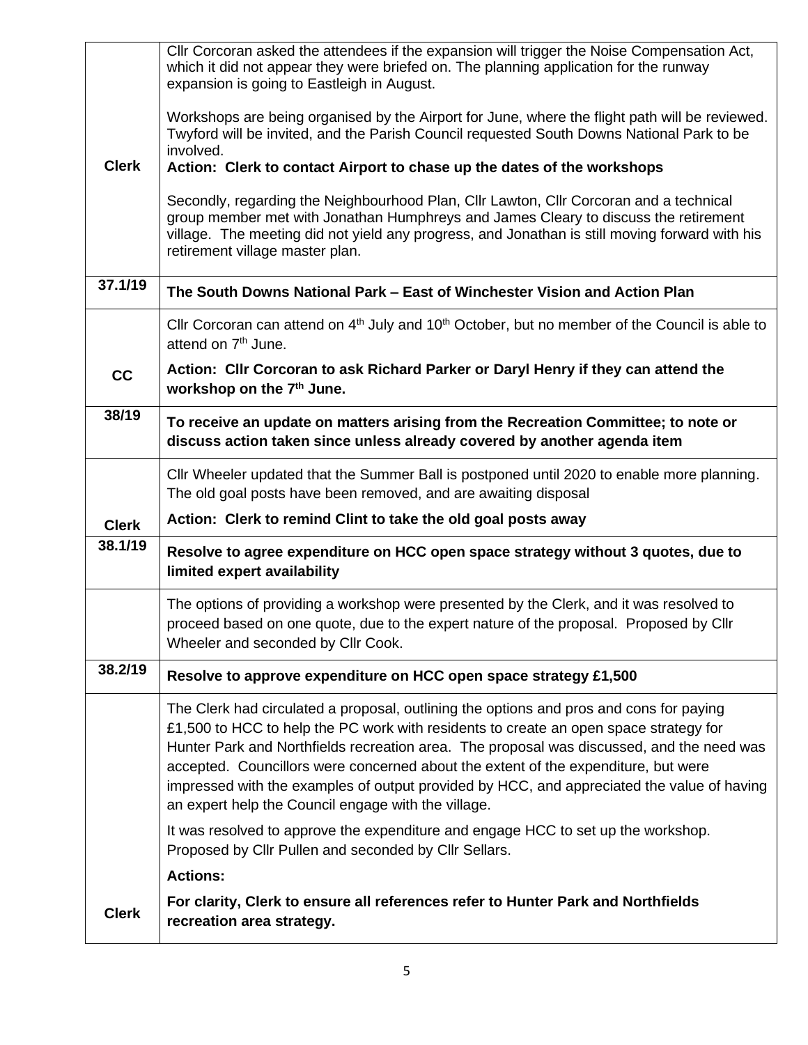| | |
|---|---|
| **Clerk** | Cllr Corcoran asked the attendees if the expansion will trigger the Noise Compensation Act, which it did not appear they were briefed on. The planning application for the runway expansion is going to Eastleigh in August.<br><br>Workshops are being organised by the Airport for June, where the flight path will be reviewed. Twyford will be invited, and the Parish Council requested South Downs National Park to be involved.<br>**Action: Clerk to contact Airport to chase up the dates of the workshops**<br><br>Secondly, regarding the Neighbourhood Plan, Cllr Lawton, Cllr Corcoran and a technical group member met with Jonathan Humphreys and James Cleary to discuss the retirement village. The meeting did not yield any progress, and Jonathan is still moving forward with his retirement village master plan. |
| **37.1/19** | **The South Downs National Park – East of Winchester Vision and Action Plan** |
| **CC** | Cllr Corcoran can attend on 4th July and 10th October, but no member of the Council is able to attend on 7th June.<br>**Action: Cllr Corcoran to ask Richard Parker or Daryl Henry if they can attend the workshop on the 7th June.** |
| **38/19** | **To receive an update on matters arising from the Recreation Committee; to note or discuss action taken since unless already covered by another agenda item** |
| **Clerk** | Cllr Wheeler updated that the Summer Ball is postponed until 2020 to enable more planning. The old goal posts have been removed, and are awaiting disposal<br>**Action: Clerk to remind Clint to take the old goal posts away** |
| **38.1/19** | **Resolve to agree expenditure on HCC open space strategy without 3 quotes, due to limited expert availability** |
| | The options of providing a workshop were presented by the Clerk, and it was resolved to proceed based on one quote, due to the expert nature of the proposal. Proposed by Cllr Wheeler and seconded by Cllr Cook. |
| **38.2/19** | **Resolve to approve expenditure on HCC open space strategy £1,500** |
| **Clerk** | The Clerk had circulated a proposal, outlining the options and pros and cons for paying £1,500 to HCC to help the PC work with residents to create an open space strategy for Hunter Park and Northfields recreation area. The proposal was discussed, and the need was accepted. Councillors were concerned about the extent of the expenditure, but were impressed with the examples of output provided by HCC, and appreciated the value of having an expert help the Council engage with the village.<br><br>It was resolved to approve the expenditure and engage HCC to set up the workshop. Proposed by Cllr Pullen and seconded by Cllr Sellars.<br><br>**Actions:**<br><br>**For clarity, Clerk to ensure all references refer to Hunter Park and Northfields recreation area strategy.** |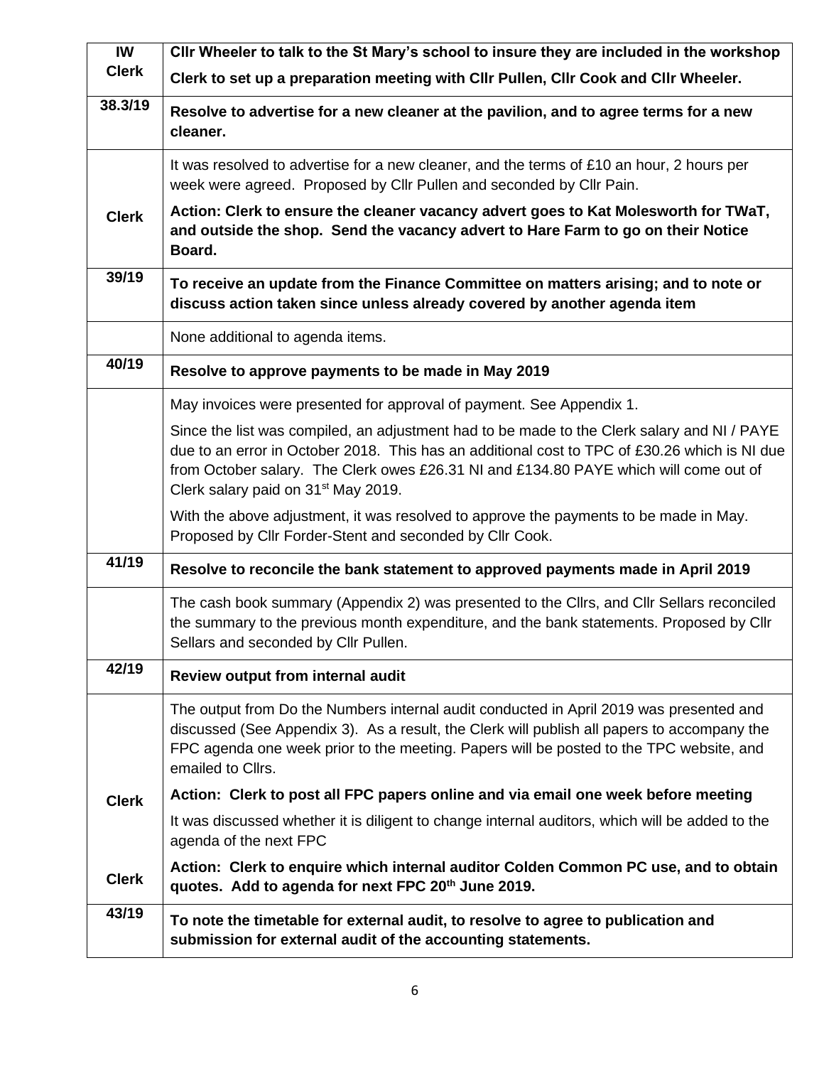| | |
|---|---|
| **IW** <br> **Clerk** | **Cllr Wheeler to talk to the St Mary's school to insure they are included in the workshop** <br> **Clerk to set up a preparation meeting with Cllr Pullen, Cllr Cook and Cllr Wheeler.** |
| **38.3/19** | **Resolve to advertise for a new cleaner at the pavilion, and to agree terms for a new cleaner.** |
| **Clerk** | It was resolved to advertise for a new cleaner, and the terms of £10 an hour, 2 hours per week were agreed. Proposed by Cllr Pullen and seconded by Cllr Pain. <br> **Action: Clerk to ensure the cleaner vacancy advert goes to Kat Molesworth for TWaT, and outside the shop. Send the vacancy advert to Hare Farm to go on their Notice Board.** |
| **39/19** | **To receive an update from the Finance Committee on matters arising; and to note or discuss action taken since unless already covered by another agenda item** |
| | None additional to agenda items. |
| **40/19** | **Resolve to approve payments to be made in May 2019** |
| | May invoices were presented for approval of payment. See Appendix 1. <br> Since the list was compiled, an adjustment had to be made to the Clerk salary and NI / PAYE due to an error in October 2018. This has an additional cost to TPC of £30.26 which is NI due from October salary. The Clerk owes £26.31 NI and £134.80 PAYE which will come out of Clerk salary paid on 31st May 2019. <br> With the above adjustment, it was resolved to approve the payments to be made in May. Proposed by Cllr Forder-Stent and seconded by Cllr Cook. |
| **41/19** | **Resolve to reconcile the bank statement to approved payments made in April 2019** |
| | The cash book summary (Appendix 2) was presented to the Cllrs, and Cllr Sellars reconciled the summary to the previous month expenditure, and the bank statements. Proposed by Cllr Sellars and seconded by Cllr Pullen. |
| **42/19** | **Review output from internal audit** |
| **Clerk** <br> <br> **Clerk** | The output from Do the Numbers internal audit conducted in April 2019 was presented and discussed (See Appendix 3). As a result, the Clerk will publish all papers to accompany the FPC agenda one week prior to the meeting. Papers will be posted to the TPC website, and emailed to Cllrs. <br> **Action: Clerk to post all FPC papers online and via email one week before meeting** <br> It was discussed whether it is diligent to change internal auditors, which will be added to the agenda of the next FPC <br> **Action: Clerk to enquire which internal auditor Colden Common PC use, and to obtain quotes. Add to agenda for next FPC 20th June 2019.** |
| **43/19** | **To note the timetable for external audit, to resolve to agree to publication and submission for external audit of the accounting statements.** |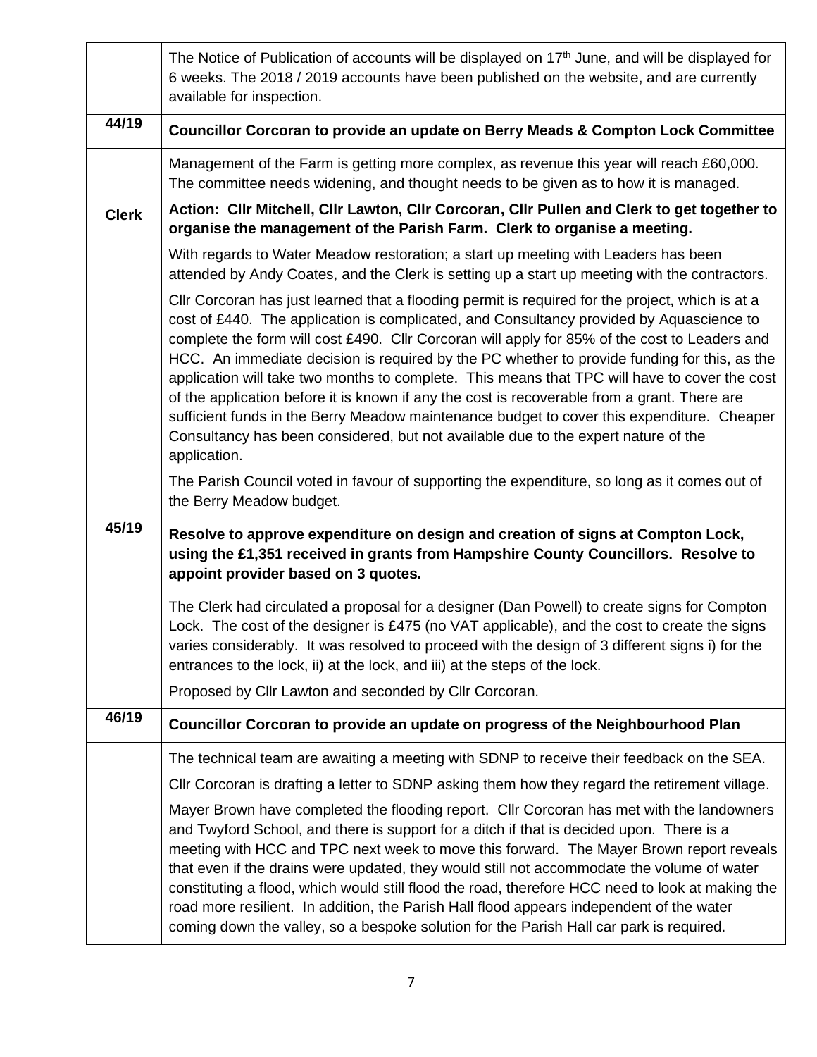| | |
|---|---|
| | The Notice of Publication of accounts will be displayed on 17th June, and will be displayed for 6 weeks. The 2018 / 2019 accounts have been published on the website, and are currently available for inspection. |
| **44/19** | **Councillor Corcoran to provide an update on Berry Meads & Compton Lock Committee** |
| **Clerk** | Management of the Farm is getting more complex, as revenue this year will reach £60,000. The committee needs widening, and thought needs to be given as to how it is managed.<br><br>**Action: Cllr Mitchell, Cllr Lawton, Cllr Corcoran, Cllr Pullen and Clerk to get together to organise the management of the Parish Farm. Clerk to organise a meeting.**<br><br>With regards to Water Meadow restoration; a start up meeting with Leaders has been attended by Andy Coates, and the Clerk is setting up a start up meeting with the contractors.<br><br>Cllr Corcoran has just learned that a flooding permit is required for the project, which is at a cost of £440. The application is complicated, and Consultancy provided by Aquascience to complete the form will cost £490. Cllr Corcoran will apply for 85% of the cost to Leaders and HCC. An immediate decision is required by the PC whether to provide funding for this, as the application will take two months to complete. This means that TPC will have to cover the cost of the application before it is known if any the cost is recoverable from a grant. There are sufficient funds in the Berry Meadow maintenance budget to cover this expenditure. Cheaper Consultancy has been considered, but not available due to the expert nature of the application.<br><br>The Parish Council voted in favour of supporting the expenditure, so long as it comes out of the Berry Meadow budget. |
| **45/19** | **Resolve to approve expenditure on design and creation of signs at Compton Lock, using the £1,351 received in grants from Hampshire County Councillors. Resolve to appoint provider based on 3 quotes.** |
| | The Clerk had circulated a proposal for a designer (Dan Powell) to create signs for Compton Lock. The cost of the designer is £475 (no VAT applicable), and the cost to create the signs varies considerably. It was resolved to proceed with the design of 3 different signs i) for the entrances to the lock, ii) at the lock, and iii) at the steps of the lock.<br><br>Proposed by Cllr Lawton and seconded by Cllr Corcoran. |
| **46/19** | **Councillor Corcoran to provide an update on progress of the Neighbourhood Plan** |
| | The technical team are awaiting a meeting with SDNP to receive their feedback on the SEA.<br><br>Cllr Corcoran is drafting a letter to SDNP asking them how they regard the retirement village.<br><br>Mayer Brown have completed the flooding report. Cllr Corcoran has met with the landowners and Twyford School, and there is support for a ditch if that is decided upon. There is a meeting with HCC and TPC next week to move this forward. The Mayer Brown report reveals that even if the drains were updated, they would still not accommodate the volume of water constituting a flood, which would still flood the road, therefore HCC need to look at making the road more resilient. In addition, the Parish Hall flood appears independent of the water coming down the valley, so a bespoke solution for the Parish Hall car park is required. |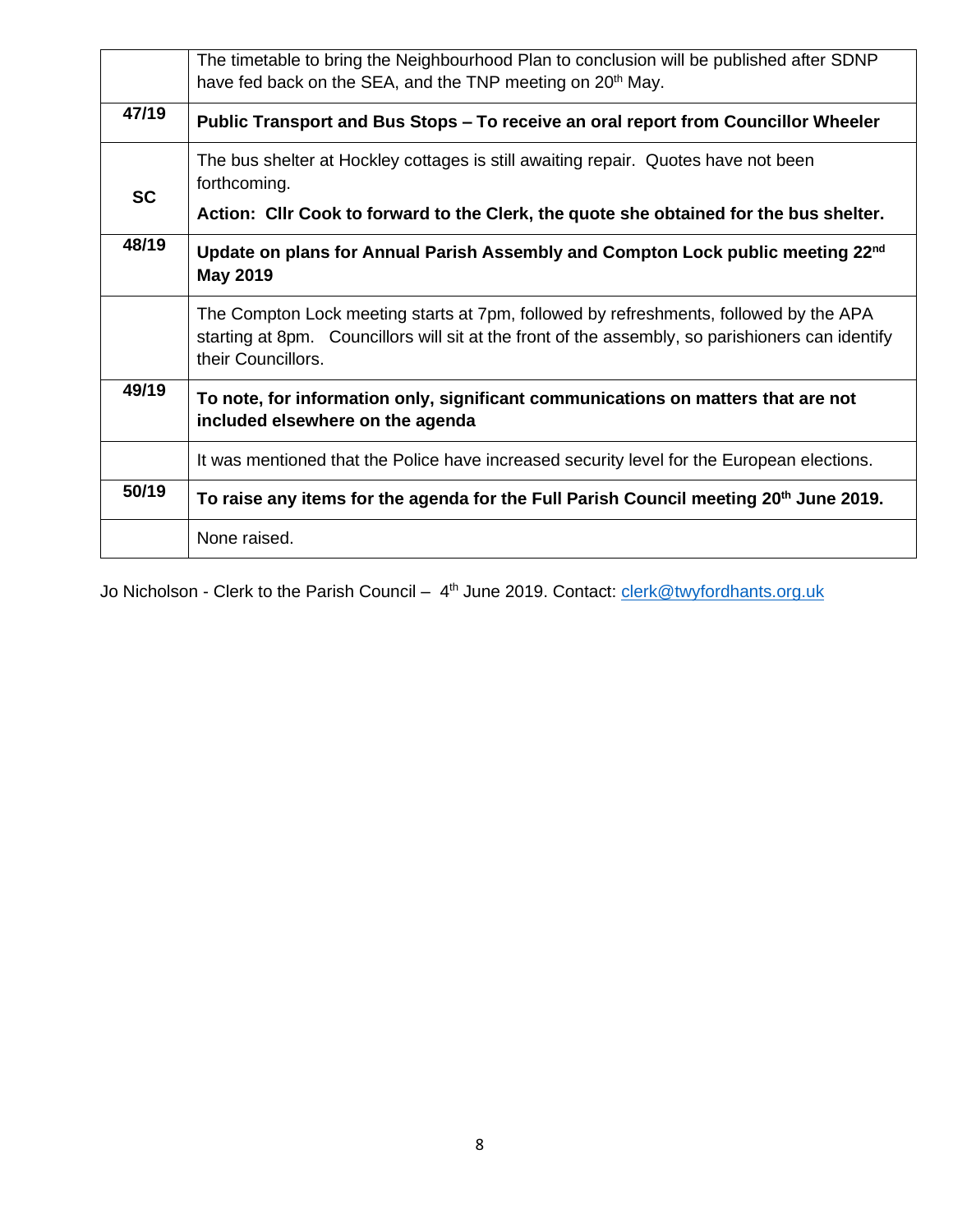| | |
|---|---|
| | The timetable to bring the Neighbourhood Plan to conclusion will be published after SDNP have fed back on the SEA, and the TNP meeting on 20th May. |
| **47/19** | **Public Transport and Bus Stops – To receive an oral report from Councillor Wheeler** |
| **SC** | The bus shelter at Hockley cottages is still awaiting repair. Quotes have not been forthcoming.<br>**Action: Cllr Cook to forward to the Clerk, the quote she obtained for the bus shelter.** |
| **48/19** | **Update on plans for Annual Parish Assembly and Compton Lock public meeting 22nd May 2019** |
| | The Compton Lock meeting starts at 7pm, followed by refreshments, followed by the APA starting at 8pm. Councillors will sit at the front of the assembly, so parishioners can identify their Councillors. |
| **49/19** | **To note, for information only, significant communications on matters that are not included elsewhere on the agenda** |
| | It was mentioned that the Police have increased security level for the European elections. |
| **50/19** | **To raise any items for the agenda for the Full Parish Council meeting 20th June 2019.** |
| | None raised. |

Jo Nicholson - Clerk to the Parish Council – 4th June 2019. Contact: clerk@twyfordhants.org.uk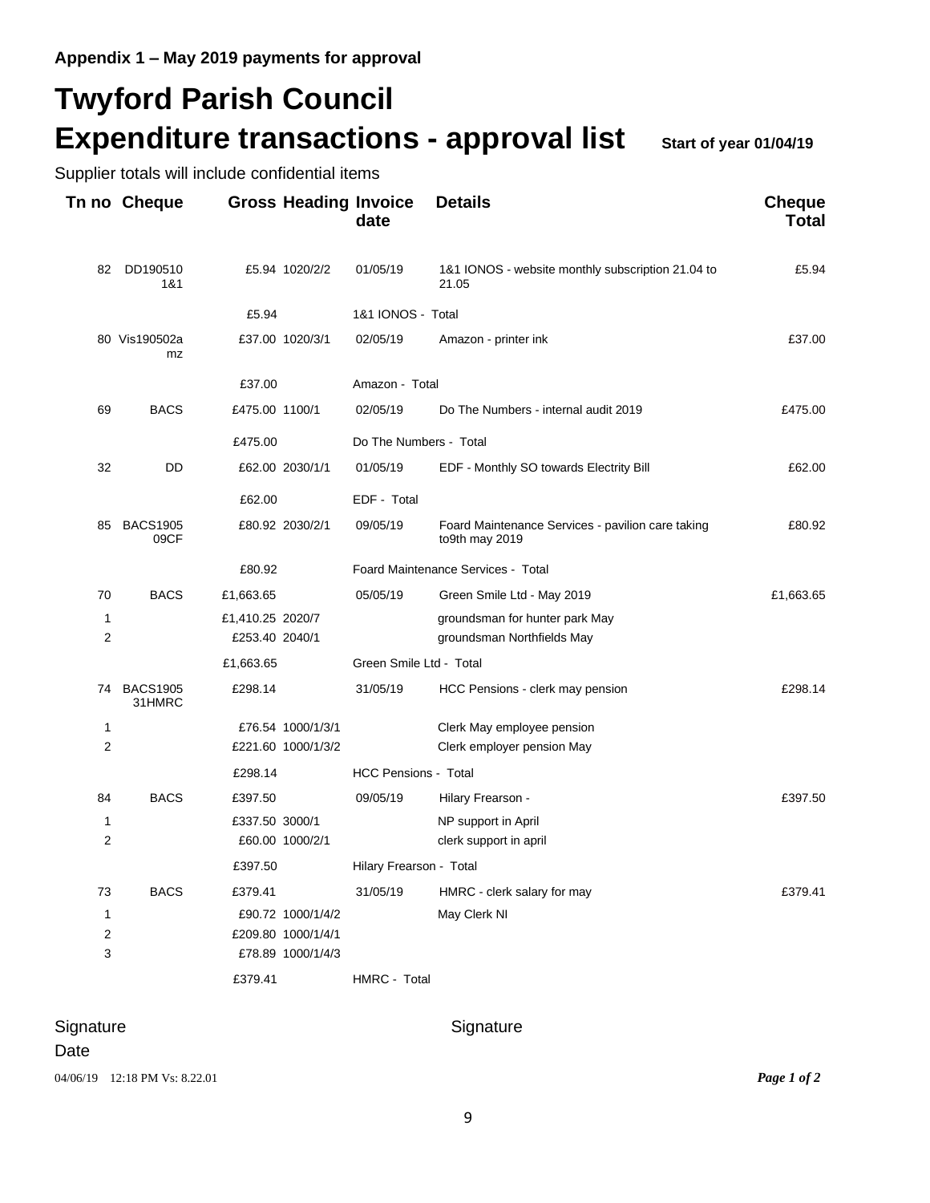**Appendix 1 – May 2019 payments for approval**

# Twyford Parish Council

# Expenditure transactions - approval list

**Start of year 01/04/19**

Supplier totals will include confidential items

| Tn no | Cheque | Gross | Heading | Invoice date | Details | Cheque Total |
|---|---|---|---|---|---|---|
| 82 | DD190510 1&1 | £5.94 | 1020/2/2 | 01/05/19 | 1&1 IONOS - website monthly subscription 21.04 to 21.05 | £5.94 |
| | | £5.94 | | 1&1 IONOS - Total | | |
| 80 | Vis190502amz | £37.00 | 1020/3/1 | 02/05/19 | Amazon - printer ink | £37.00 |
| | | £37.00 | | Amazon - Total | | |
| 69 | BACS | £475.00 | 1100/1 | 02/05/19 | Do The Numbers - internal audit 2019 | £475.00 |
| | | £475.00 | | Do The Numbers - Total | | |
| 32 | DD | £62.00 | 2030/1/1 | 01/05/19 | EDF - Monthly SO towards Electrity Bill | £62.00 |
| | | £62.00 | | EDF - Total | | |
| 85 | BACS190509CF | £80.92 | 2030/2/1 | 09/05/19 | Foard Maintenance Services - pavilion care taking to9th may 2019 | £80.92 |
| | | £80.92 | | Foard Maintenance Services - Total | | |
| 70 | BACS | £1,663.65 | | 05/05/19 | Green Smile Ltd - May 2019 | £1,663.65 |
| 1 | | £1,410.25 | 2020/7 | | groundsman for hunter park May | |
| 2 | | £253.40 | 2040/1 | | groundsman Northfields May | |
| | | £1,663.65 | | Green Smile Ltd - Total | | |
| 74 | BACS190531HMRC | £298.14 | | 31/05/19 | HCC Pensions - clerk may pension | £298.14 |
| 1 | | £76.54 | 1000/1/3/1 | | Clerk May employee pension | |
| 2 | | £221.60 | 1000/1/3/2 | | Clerk employer pension May | |
| | | £298.14 | | HCC Pensions - Total | | |
| 84 | BACS | £397.50 | | 09/05/19 | Hilary Frearson - | £397.50 |
| 1 | | £337.50 | 3000/1 | | NP support in April | |
| 2 | | £60.00 | 1000/2/1 | | clerk support in april | |
| | | £397.50 | | Hilary Frearson - Total | | |
| 73 | BACS | £379.41 | | 31/05/19 | HMRC - clerk salary for may | £379.41 |
| 1 | | £90.72 | 1000/1/4/2 | | May Clerk NI | |
| 2 | | £209.80 | 1000/1/4/1 | | | |
| 3 | | £78.89 | 1000/1/4/3 | | | |
| | | £379.41 | | HMRC - Total | | |

Signature

Signature

Date

04/06/19 12:18 PM Vs: 8.22.01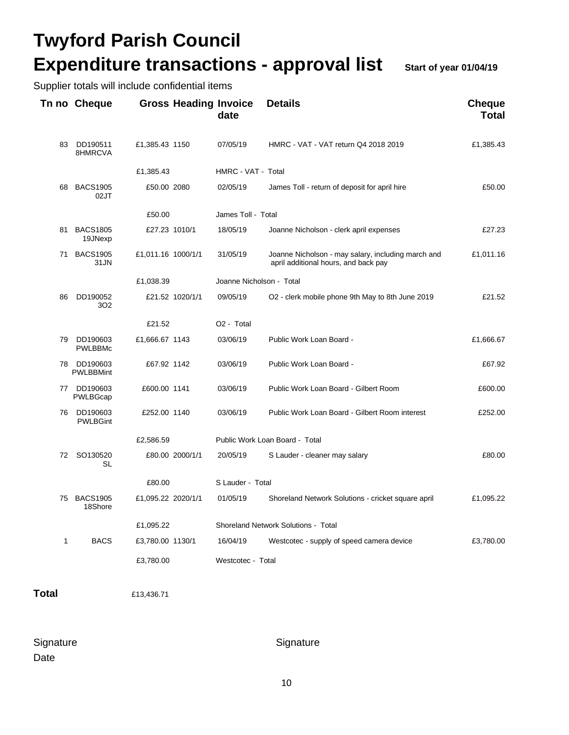# Twyford Parish Council

# Expenditure transactions - approval list

**Start of year 01/04/19**

Supplier totals will include confidential items

| Tn no | Cheque | Gross | Heading | Invoice date | Details | Cheque Total |
|---|---|---|---|---|---|---|
| 83 | DD190511 8HMRCVA | £1,385.43 | 1150 | 07/05/19 | HMRC - VAT - VAT return Q4 2018 2019 | £1,385.43 |
| | | £1,385.43 | | HMRC - VAT - Total | | |
| 68 | BACS1905 02JT | £50.00 | 2080 | 02/05/19 | James Toll - return of deposit for april hire | £50.00 |
| | | £50.00 | | James Toll - Total | | |
| 81 | BACS1805 19JNexp | £27.23 | 1010/1 | 18/05/19 | Joanne Nicholson - clerk april expenses | £27.23 |
| 71 | BACS1905 31JN | £1,011.16 | 1000/1/1 | 31/05/19 | Joanne Nicholson - may salary, including march and april additional hours, and back pay | £1,011.16 |
| | | £1,038.39 | | Joanne Nicholson - Total | | |
| 86 | DD190052 3O2 | £21.52 | 1020/1/1 | 09/05/19 | O2 - clerk mobile phone 9th May to 8th June 2019 | £21.52 |
| | | £21.52 | | O2 - Total | | |
| 79 | DD190603 PWLBBMc | £1,666.67 | 1143 | 03/06/19 | Public Work Loan Board - | £1,666.67 |
| 78 | DD190603 PWLBBMint | £67.92 | 1142 | 03/06/19 | Public Work Loan Board - | £67.92 |
| 77 | DD190603 PWLBGcap | £600.00 | 1141 | 03/06/19 | Public Work Loan Board - Gilbert Room | £600.00 |
| 76 | DD190603 PWLBGint | £252.00 | 1140 | 03/06/19 | Public Work Loan Board - Gilbert Room interest | £252.00 |
| | | £2,586.59 | | Public Work Loan Board - Total | | |
| 72 | SO130520 SL | £80.00 | 2000/1/1 | 20/05/19 | S Lauder - cleaner may salary | £80.00 |
| | | £80.00 | | S Lauder - Total | | |
| 75 | BACS1905 18Shore | £1,095.22 | 2020/1/1 | 01/05/19 | Shoreland Network Solutions - cricket square april | £1,095.22 |
| | | £1,095.22 | | Shoreland Network Solutions - Total | | |
| 1 | BACS | £3,780.00 | 1130/1 | 16/04/19 | Westcotec - supply of speed camera device | £3,780.00 |
| | | £3,780.00 | | Westcotec - Total | | |

**Total** £13,436.71

Signature

Date

Signature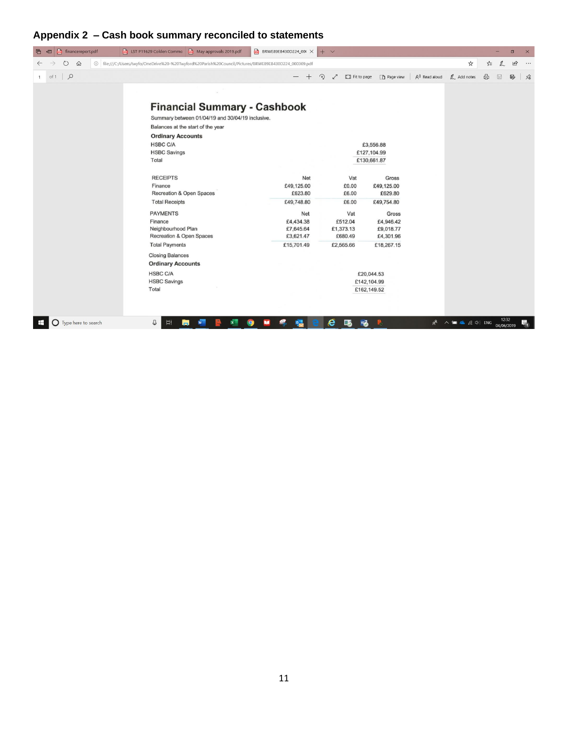## Appendix 2 – Cash book summary reconciled to statements

### Financial Summary - Cashbook

Summary between 01/04/19 and 30/04/19 inclusive.

Balances at the start of the year

**Ordinary Accounts**

| | | | |
|---|---|---|---|
| HSBC C/A | | £3,556.88 | |
| HSBC Savings | | £127,104.99 | |
| Total | | £130,661.87 | |

| RECEIPTS | Net | Vat | Gross |
|---|---|---|---|
| Finance | £49,125.00 | £0.00 | £49,125.00 |
| Recreation & Open Spaces | £623.80 | £6.00 | £629.80 |
| Total Receipts | £49,748.80 | £6.00 | £49,754.80 |

| PAYMENTS | Net | Vat | Gross |
|---|---|---|---|
| Finance | £4,434.38 | £512.04 | £4,946.42 |
| Neighbourhood Plan | £7,645.64 | £1,373.13 | £9,018.77 |
| Recreation & Open Spaces | £3,621.47 | £680.49 | £4,301.96 |
| Total Payments | £15,701.49 | £2,565.66 | £18,267.15 |

Closing Balances

**Ordinary Accounts**

| | | | |
|---|---|---|---|
| HSBC C/A | | £20,044.53 | |
| HSBC Savings | | £142,104.99 | |
| Total | | £162,149.52 | |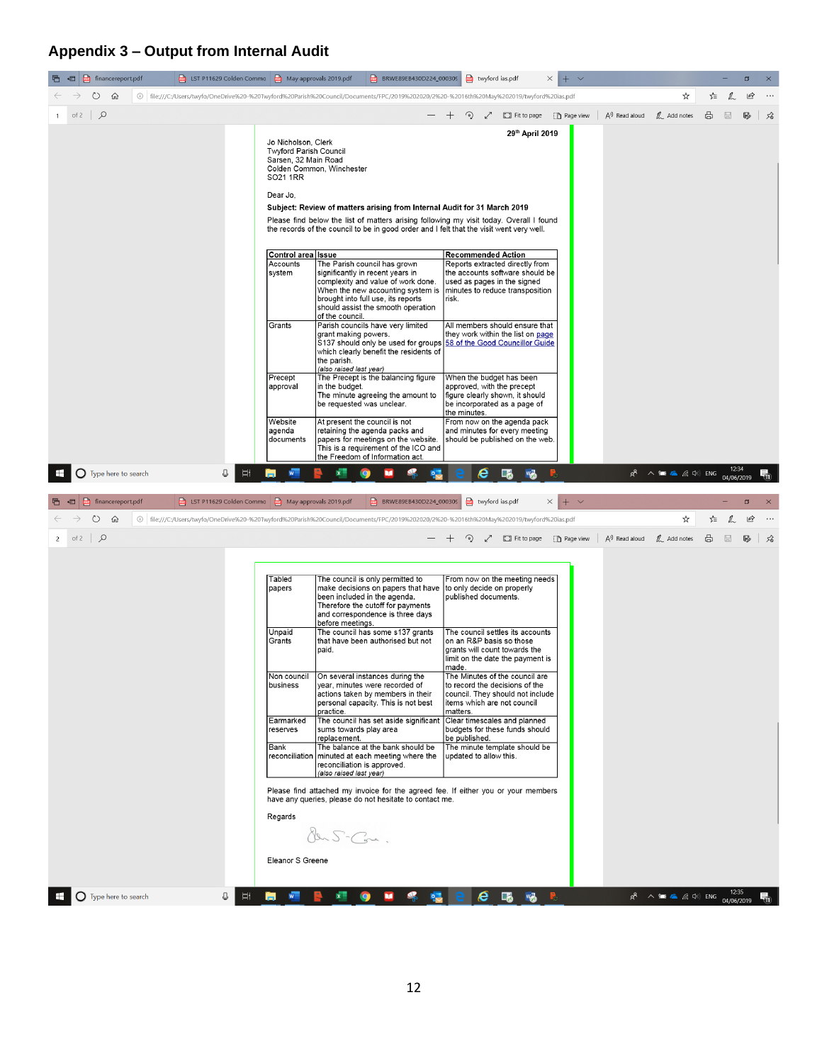## Appendix 3 – Output from Internal Audit

29th April 2019

Jo Nicholson, Clerk
Twyford Parish Council
Sarsen, 32 Main Road
Colden Common, Winchester
SO21 1RR

Dear Jo,

**Subject: Review of matters arising from Internal Audit for 31 March 2019**

Please find below the list of matters arising following my visit today. Overall I found the records of the council to be in good order and I felt that the visit went very well.

| Control area | Issue | Recommended Action |
|---|---|---|
| Accounts system | The Parish council has grown significantly in recent years in complexity and value of work done. When the new accounting system is brought into full use, its reports should assist the smooth operation of the council. | Reports extracted directly from the accounts software should be used as pages in the signed minutes to reduce transposition risk. |
| Grants | Parish councils have very limited grant making powers. S137 should only be used for groups which clearly benefit the residents of the parish. *(also raised last year)* | All members should ensure that they work within the list on page 58 of the Good Councillor Guide |
| Precept approval | The Precept is the balancing figure in the budget. The minute agreeing the amount to be requested was unclear. | When the budget has been approved, with the precept figure clearly shown, it should be incorporated as a page of the minutes. |
| Website agenda documents | At present the council is not retaining the agenda packs and papers for meetings on the website. This is a requirement of the ICO and the Freedom of Information act. | From now on the agenda pack and minutes for every meeting should be published on the web. |
| Tabled papers | The council is only permitted to make decisions on papers that have been included in the agenda. Therefore the cutoff for payments and correspondence is three days before meetings. | From now on the meeting needs to only decide on properly published documents. |
| Unpaid Grants | The council has some s137 grants that have been authorised but not paid. | The council settles its accounts on an R&P basis so these grants will count towards the limit on the date the payment is made. |
| Non council business | On several instances during the year, minutes were recorded of actions taken by members in their personal capacity. This is not best practice. | The Minutes of the council are to record the decisions of the council. They should not include items which are not council matters. |
| Earmarked reserves | The council has set aside significant sums towards play area replacement. | Clear timescales and planned budgets for these funds should be published. |
| Bank reconciliation | The balance at the bank should be minuted at each meeting where the reconciliation is approved. *(also raised last year)* | The minute template should be updated to allow this. |

Please find attached my invoice for the agreed fee. If either you or your members have any queries, please do not hesitate to contact me.

Regards

Eleanor S Greene